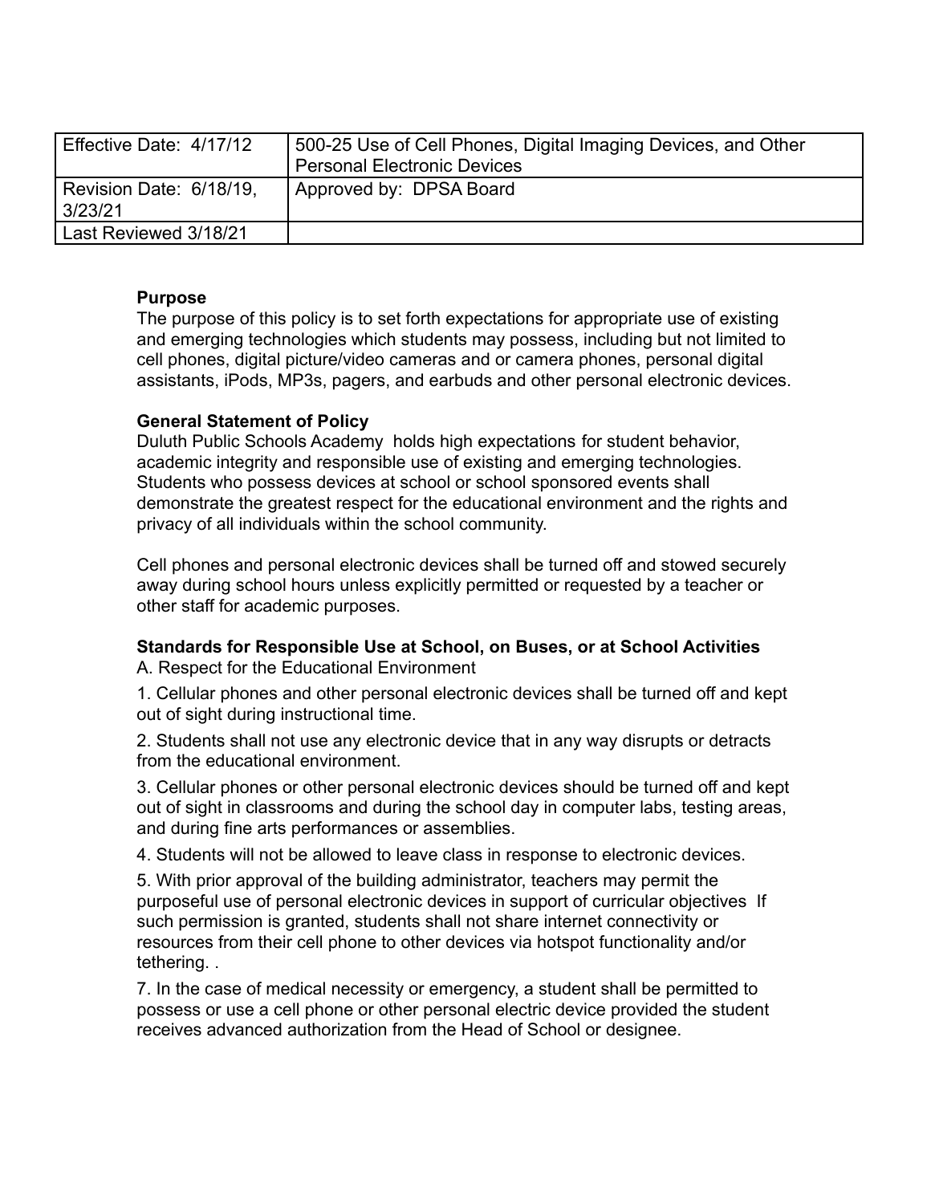| Effective Date: 4/17/12 | 500-25 Use of Cell Phones, Digital Imaging Devices, and Other Personal Electronic Devices |
|---|---|
| Revision Date: 6/18/19, 3/23/21 | Approved by: DPSA Board |
| Last Reviewed 3/18/21 | |

**Purpose**

The purpose of this policy is to set forth expectations for appropriate use of existing and emerging technologies which students may possess, including but not limited to cell phones, digital picture/video cameras and or camera phones, personal digital assistants, iPods, MP3s, pagers, and earbuds and other personal electronic devices.

**General Statement of Policy**

Duluth Public Schools Academy holds high expectations for student behavior, academic integrity and responsible use of existing and emerging technologies. Students who possess devices at school or school sponsored events shall demonstrate the greatest respect for the educational environment and the rights and privacy of all individuals within the school community.

Cell phones and personal electronic devices shall be turned off and stowed securely away during school hours unless explicitly permitted or requested by a teacher or other staff for academic purposes.

**Standards for Responsible Use at School, on Buses, or at School Activities**

A. Respect for the Educational Environment

1. Cellular phones and other personal electronic devices shall be turned off and kept out of sight during instructional time.

2. Students shall not use any electronic device that in any way disrupts or detracts from the educational environment.

3. Cellular phones or other personal electronic devices should be turned off and kept out of sight in classrooms and during the school day in computer labs, testing areas, and during fine arts performances or assemblies.

4. Students will not be allowed to leave class in response to electronic devices.

5. With prior approval of the building administrator, teachers may permit the purposeful use of personal electronic devices in support of curricular objectives If such permission is granted, students shall not share internet connectivity or resources from their cell phone to other devices via hotspot functionality and/or tethering. .

7. In the case of medical necessity or emergency, a student shall be permitted to possess or use a cell phone or other personal electric device provided the student receives advanced authorization from the Head of School or designee.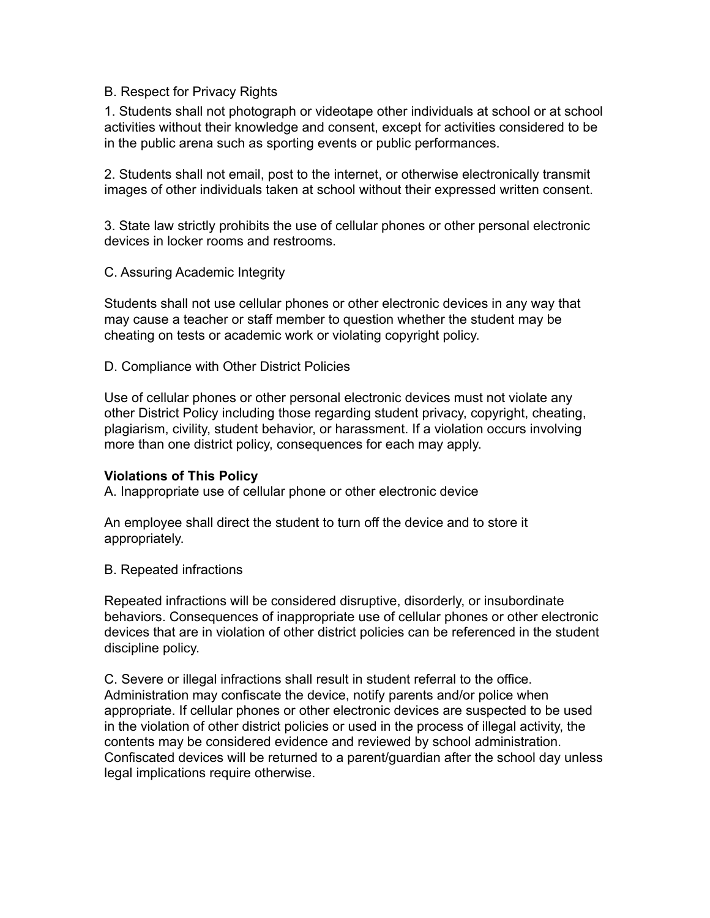B. Respect for Privacy Rights

1. Students shall not photograph or videotape other individuals at school or at school activities without their knowledge and consent, except for activities considered to be in the public arena such as sporting events or public performances.

2. Students shall not email, post to the internet, or otherwise electronically transmit images of other individuals taken at school without their expressed written consent.

3. State law strictly prohibits the use of cellular phones or other personal electronic devices in locker rooms and restrooms.

C. Assuring Academic Integrity

Students shall not use cellular phones or other electronic devices in any way that may cause a teacher or staff member to question whether the student may be cheating on tests or academic work or violating copyright policy.

D. Compliance with Other District Policies

Use of cellular phones or other personal electronic devices must not violate any other District Policy including those regarding student privacy, copyright, cheating, plagiarism, civility, student behavior, or harassment. If a violation occurs involving more than one district policy, consequences for each may apply.

**Violations of This Policy**

A. Inappropriate use of cellular phone or other electronic device

An employee shall direct the student to turn off the device and to store it appropriately.

B. Repeated infractions

Repeated infractions will be considered disruptive, disorderly, or insubordinate behaviors. Consequences of inappropriate use of cellular phones or other electronic devices that are in violation of other district policies can be referenced in the student discipline policy.

C. Severe or illegal infractions shall result in student referral to the office. Administration may confiscate the device, notify parents and/or police when appropriate. If cellular phones or other electronic devices are suspected to be used in the violation of other district policies or used in the process of illegal activity, the contents may be considered evidence and reviewed by school administration. Confiscated devices will be returned to a parent/guardian after the school day unless legal implications require otherwise.